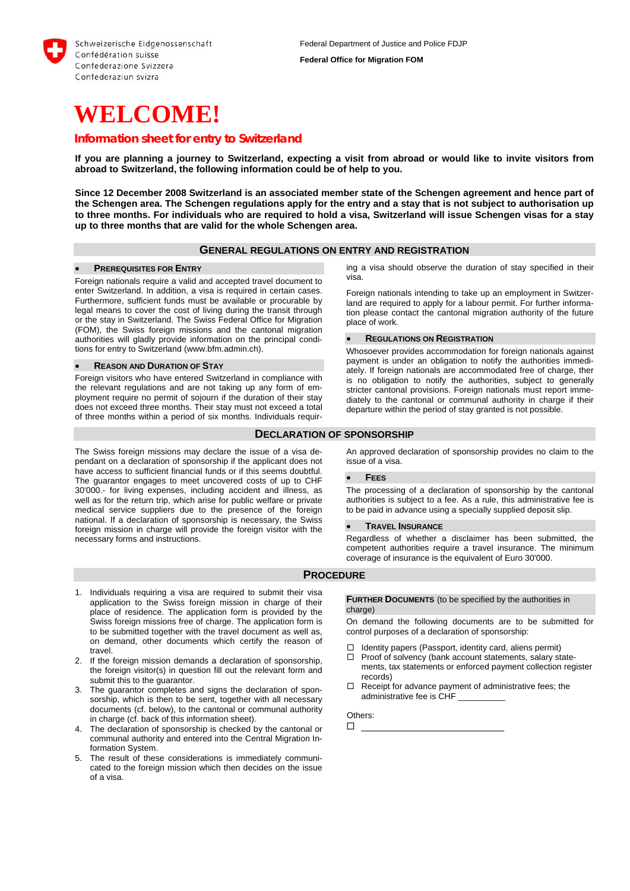Schweizerische Eidgenossenschaft
Confédération suisse
Confederazione Svizzera
Confederaziun svizra

Federal Department of Justice and Police FDJP

**Federal Office for Migration FOM**

# WELCOME!

## Information sheet for entry to Switzerland

**If you are planning a journey to Switzerland, expecting a visit from abroad or would like to invite visitors from abroad to Switzerland, the following information could be of help to you.**

**Since 12 December 2008 Switzerland is an associated member state of the Schengen agreement and hence part of the Schengen area. The Schengen regulations apply for the entry and a stay that is not subject to authorisation up to three months. For individuals who are required to hold a visa, Switzerland will issue Schengen visas for a stay up to three months that are valid for the whole Schengen area.**

## General Regulations on Entry and Registration

### • Prerequisites for Entry

Foreign nationals require a valid and accepted travel document to enter Switzerland. In addition, a visa is required in certain cases. Furthermore, sufficient funds must be available or procurable by legal means to cover the cost of living during the transit through or the stay in Switzerland. The Swiss Federal Office for Migration (FOM), the Swiss foreign missions and the cantonal migration authorities will gladly provide information on the principal conditions for entry to Switzerland (www.bfm.admin.ch).

### • Reason and Duration of Stay

Foreign visitors who have entered Switzerland in compliance with the relevant regulations and are not taking up any form of employment require no permit of sojourn if the duration of their stay does not exceed three months. Their stay must not exceed a total of three months within a period of six months. Individuals requiring a visa should observe the duration of stay specified in their visa.

Foreign nationals intending to take up an employment in Switzerland are required to apply for a labour permit. For further information please contact the cantonal migration authority of the future place of work.

### • Regulations on Registration

Whosoever provides accommodation for foreign nationals against payment is under an obligation to notify the authorities immediately. If foreign nationals are accommodated free of charge, ther is no obligation to notify the authorities, subject to generally stricter cantonal provisions. Foreign nationals must report immediately to the cantonal or communal authority in charge if their departure within the period of stay granted is not possible.

## Declaration of Sponsorship

The Swiss foreign missions may declare the issue of a visa dependant on a declaration of sponsorship if the applicant does not have access to sufficient financial funds or if this seems doubtful. The guarantor engages to meet uncovered costs of up to CHF 30'000.- for living expenses, including accident and illness, as well as for the return trip, which arise for public welfare or private medical service suppliers due to the presence of the foreign national. If a declaration of sponsorship is necessary, the Swiss foreign mission in charge will provide the foreign visitor with the necessary forms and instructions.

An approved declaration of sponsorship provides no claim to the issue of a visa.

### • Fees

The processing of a declaration of sponsorship by the cantonal authorities is subject to a fee. As a rule, this administrative fee is to be paid in advance using a specially supplied deposit slip.

### • Travel Insurance

Regardless of whether a disclaimer has been submitted, the competent authorities require a travel insurance. The minimum coverage of insurance is the equivalent of Euro 30'000.

## Procedure

1. Individuals requiring a visa are required to submit their visa application to the Swiss foreign mission in charge of their place of residence. The application form is provided by the Swiss foreign missions free of charge. The application form is to be submitted together with the travel document as well as, on demand, other documents which certify the reason of travel.
2. If the foreign mission demands a declaration of sponsorship, the foreign visitor(s) in question fill out the relevant form and submit this to the guarantor.
3. The guarantor completes and signs the declaration of sponsorship, which is then to be sent, together with all necessary documents (cf. below), to the cantonal or communal authority in charge (cf. back of this information sheet).
4. The declaration of sponsorship is checked by the cantonal or communal authority and entered into the Central Migration Information System.
5. The result of these considerations is immediately communicated to the foreign mission which then decides on the issue of a visa.

**Further Documents** (to be specified by the authorities in charge)

On demand the following documents are to be submitted for control purposes of a declaration of sponsorship:

- ☐ Identity papers (Passport, identity card, aliens permit)
- ☐ Proof of solvency (bank account statements, salary statements, tax statements or enforced payment collection register records)
- ☐ Receipt for advance payment of administrative fees; the administrative fee is CHF __________

Others:

☐ ______________________________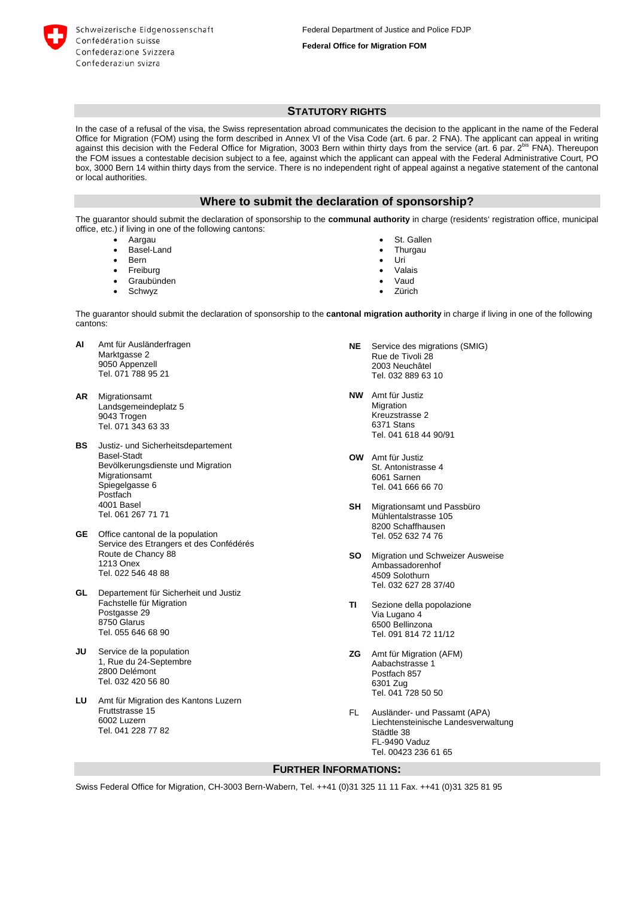## Statutory Rights

In the case of a refusal of the visa, the Swiss representation abroad communicates the decision to the applicant in the name of the Federal Office for Migration (FOM) using the form described in Annex VI of the Visa Code (art. 6 par. 2 FNA). The applicant can appeal in writing against this decision with the Federal Office for Migration, 3003 Bern within thirty days from the service (art. 6 par. 2bis FNA). Thereupon the FOM issues a contestable decision subject to a fee, against which the applicant can appeal with the Federal Administrative Court, PO box, 3000 Bern 14 within thirty days from the service. There is no independent right of appeal against a negative statement of the cantonal or local authorities.

## Where to submit the declaration of sponsorship?

The guarantor should submit the declaration of sponsorship to the **communal authority** in charge (residents' registration office, municipal office, etc.) if living in one of the following cantons:

- Aargau
- Basel-Land
- Bern
- Freiburg
- Graubünden
- Schwyz
- St. Gallen
- Thurgau
- Uri
- Valais
- Vaud
- Zürich

The guarantor should submit the declaration of sponsorship to the **cantonal migration authority** in charge if living in one of the following cantons:

**AI** Amt für Ausländerfragen
Marktgasse 2
9050 Appenzell
Tel. 071 788 95 21

**AR** Migrationsamt
Landsgemeindeplatz 5
9043 Trogen
Tel. 071 343 63 33

**BS** Justiz- und Sicherheitsdepartement Basel-Stadt
Bevölkerungsdienste und Migration
Migrationsamt
Spiegelgasse 6
Postfach
4001 Basel
Tel. 061 267 71 71

**GE** Office cantonal de la population
Service des Etrangers et des Confédérés
Route de Chancy 88
1213 Onex
Tel. 022 546 48 88

**GL** Departement für Sicherheit und Justiz
Fachstelle für Migration
Postgasse 29
8750 Glarus
Tel. 055 646 68 90

**JU** Service de la population
1, Rue du 24-Septembre
2800 Delémont
Tel. 032 420 56 80

**LU** Amt für Migration des Kantons Luzern
Fruttstrasse 15
6002 Luzern
Tel. 041 228 77 82

**NE** Service des migrations (SMIG)
Rue de Tivoli 28
2003 Neuchâtel
Tel. 032 889 63 10

**NW** Amt für Justiz
Migration
Kreuzstrasse 2
6371 Stans
Tel. 041 618 44 90/91

**OW** Amt für Justiz
St. Antonistrasse 4
6061 Sarnen
Tel. 041 666 66 70

**SH** Migrationsamt und Passbüro
Mühlentalstrasse 105
8200 Schaffhausen
Tel. 052 632 74 76

**SO** Migration und Schweizer Ausweise
Ambassadorenhof
4509 Solothurn
Tel. 032 627 28 37/40

**TI** Sezione della popolazione
Via Lugano 4
6500 Bellinzona
Tel. 091 814 72 11/12

**ZG** Amt für Migration (AFM)
Aabachstrasse 1
Postfach 857
6301 Zug
Tel. 041 728 50 50

FL Ausländer- und Passamt (APA)
Liechtensteinische Landesverwaltung
Städtle 38
FL-9490 Vaduz
Tel. 00423 236 61 65

## Further Informations:

Swiss Federal Office for Migration, CH-3003 Bern-Wabern, Tel. ++41 (0)31 325 11 11 Fax. ++41 (0)31 325 81 95